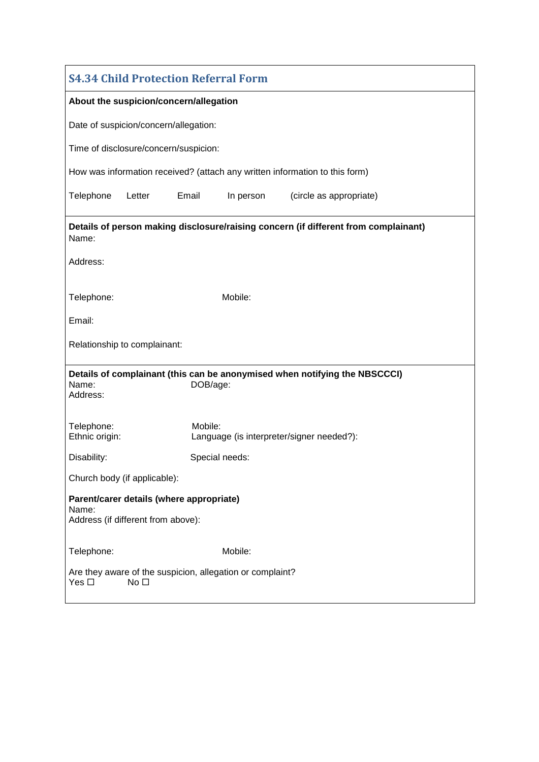## S4.34 Child Protection Referral Form

**About the suspicion/concern/allegation**

Date of suspicion/concern/allegation:

Time of disclosure/concern/suspicion:

How was information received? (attach any written information to this form)

Telephone    Letter    Email    In person    (circle as appropriate)

**Details of person making disclosure/raising concern (if different from complainant)**

Name:

Address:

Telephone:    Mobile:

Email:

Relationship to complainant:

**Details of complainant (this can be anonymised when notifying the NBSCCCI)**

Name:    DOB/age:

Address:

Telephone:    Mobile:

Ethnic origin:    Language (is interpreter/signer needed?):

Disability:    Special needs:

Church body (if applicable):

**Parent/carer details (where appropriate)**

Name:

Address (if different from above):

Telephone:    Mobile:

Are they aware of the suspicion, allegation or complaint?

Yes ☐    No ☐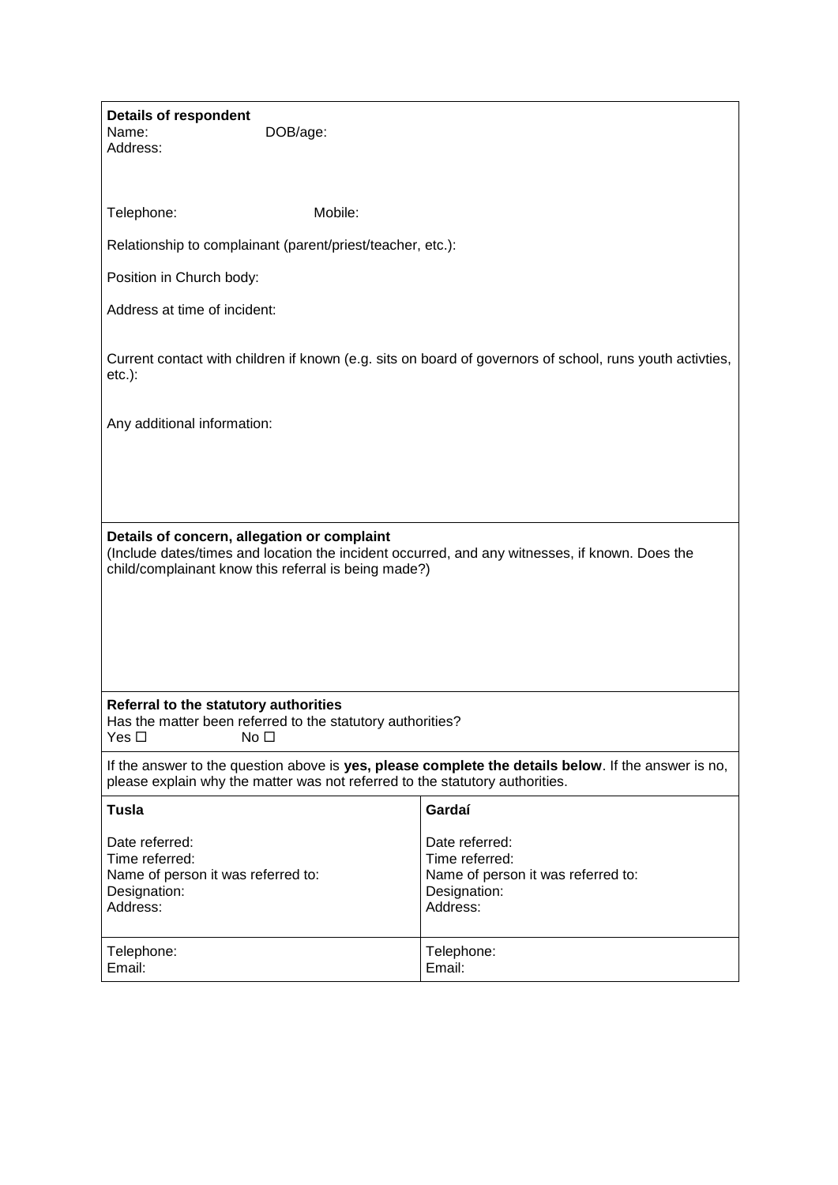**Details of respondent**

Name: DOB/age:

Address:

Telephone: Mobile:

Relationship to complainant (parent/priest/teacher, etc.):

Position in Church body:

Address at time of incident:

Current contact with children if known (e.g. sits on board of governors of school, runs youth activties, etc.):

Any additional information:

**Details of concern, allegation or complaint**

(Include dates/times and location the incident occurred, and any witnesses, if known. Does the child/complainant know this referral is being made?)

**Referral to the statutory authorities**

Has the matter been referred to the statutory authorities?

Yes ☐ No ☐

If the answer to the question above is **yes, please complete the details below**. If the answer is no, please explain why the matter was not referred to the statutory authorities.

| **Tusla** | **Gardaí** |
|---|---|
| Date referred:<br>Time referred:<br>Name of person it was referred to:<br>Designation:<br>Address: | Date referred:<br>Time referred:<br>Name of person it was referred to:<br>Designation:<br>Address: |
| Telephone:<br>Email: | Telephone:<br>Email: |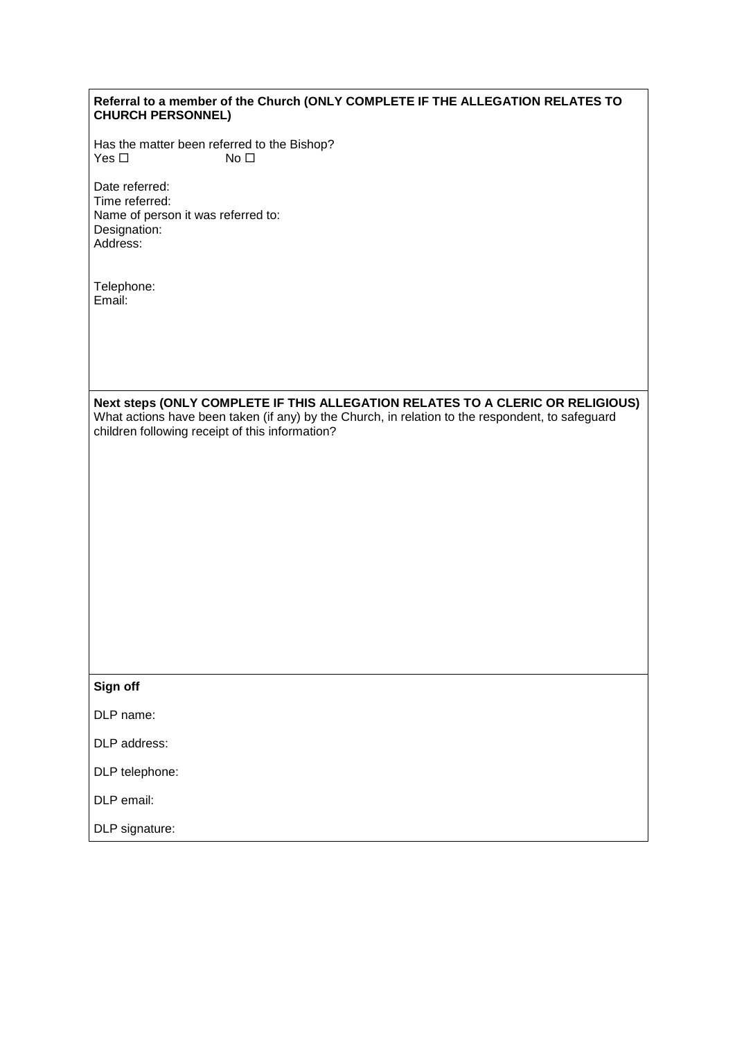**Referral to a member of the Church (ONLY COMPLETE IF THE ALLEGATION RELATES TO CHURCH PERSONNEL)**

Has the matter been referred to the Bishop?
Yes ☐ No ☐

Date referred:
Time referred:
Name of person it was referred to:
Designation:
Address:

Telephone:
Email:

**Next steps (ONLY COMPLETE IF THIS ALLEGATION RELATES TO A CLERIC OR RELIGIOUS)**
What actions have been taken (if any) by the Church, in relation to the respondent, to safeguard children following receipt of this information?

**Sign off**

DLP name:

DLP address:

DLP telephone:

DLP email:

DLP signature: